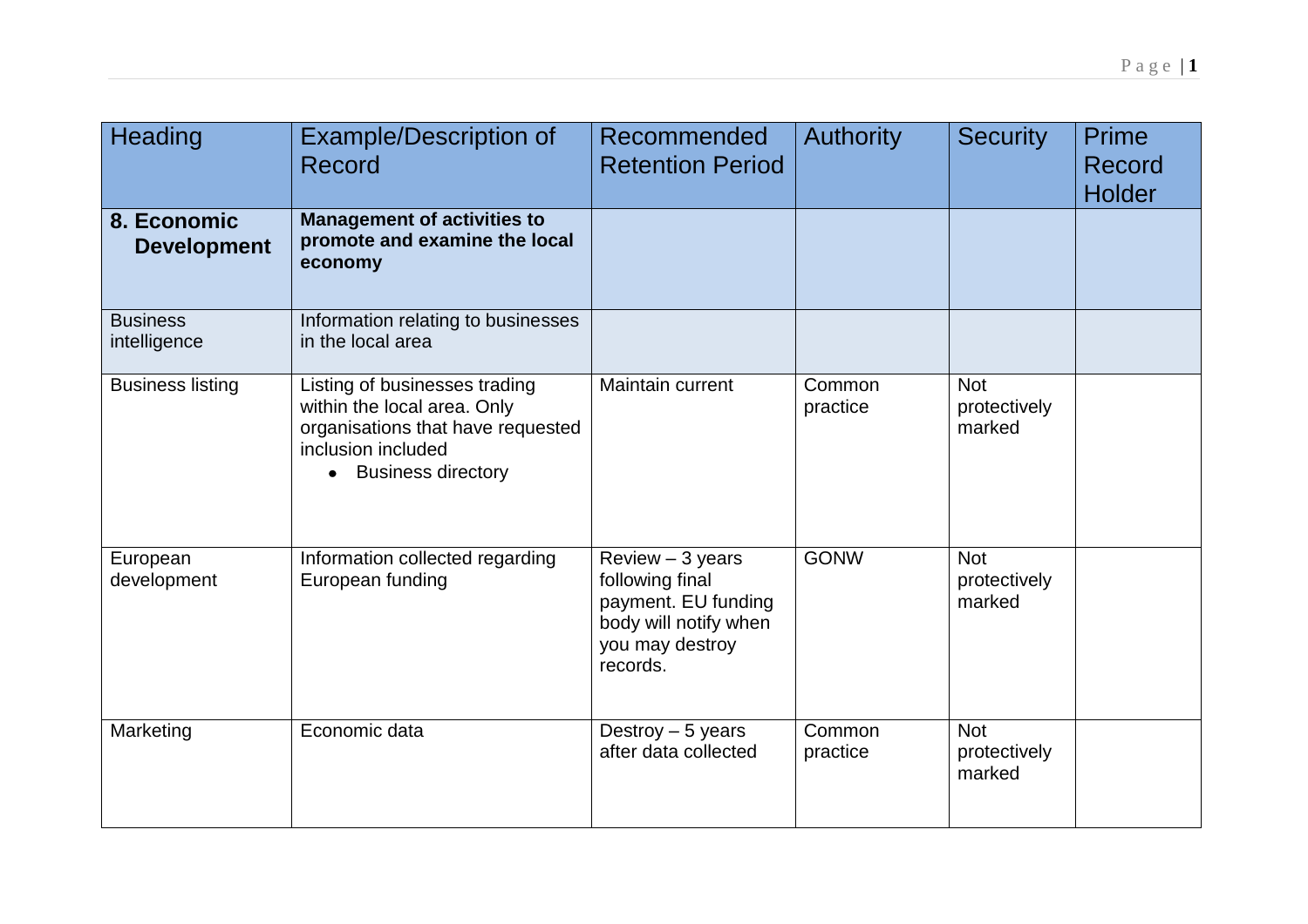| Heading | Example/Description of Record | Recommended Retention Period | Authority | Security | Prime Record Holder |
|---|---|---|---|---|---|
| **8. Economic Development** | **Management of activities to promote and examine the local economy** | | | | |
| Business intelligence | Information relating to businesses in the local area | | | | |
| Business listing | Listing of businesses trading within the local area. Only organisations that have requested inclusion included<br>• Business directory | Maintain current | Common practice | Not protectively marked | |
| European development | Information collected regarding European funding | Review – 3 years following final payment. EU funding body will notify when you may destroy records. | GONW | Not protectively marked | |
| Marketing | Economic data | Destroy – 5 years after data collected | Common practice | Not protectively marked | |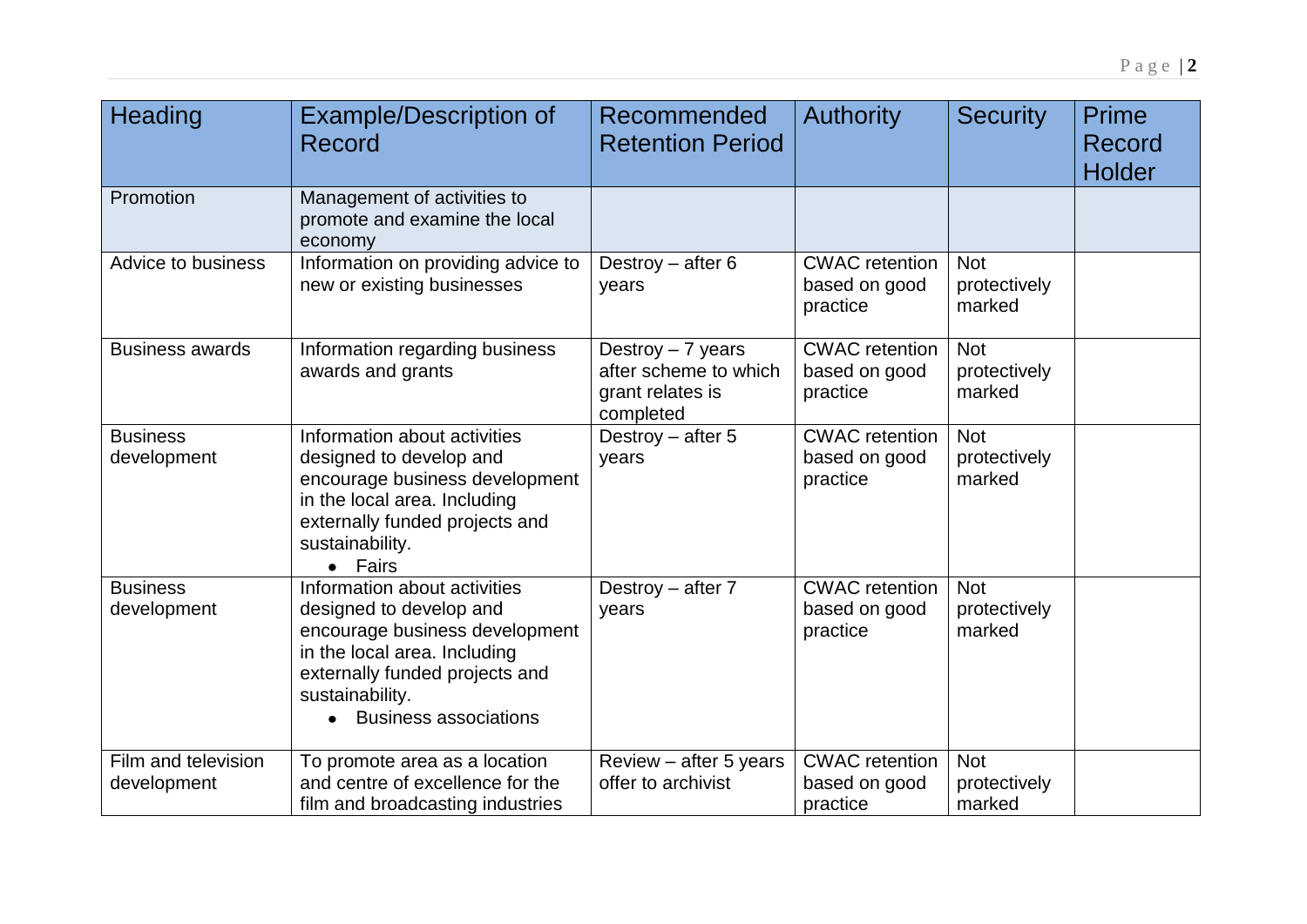| Heading | Example/Description of Record | Recommended Retention Period | Authority | Security | Prime Record Holder |
|---|---|---|---|---|---|
| Promotion | Management of activities to promote and examine the local economy | | | | |
| Advice to business | Information on providing advice to new or existing businesses | Destroy – after 6 years | CWAC retention based on good practice | Not protectively marked | |
| Business awards | Information regarding business awards and grants | Destroy – 7 years after scheme to which grant relates is completed | CWAC retention based on good practice | Not protectively marked | |
| Business development | Information about activities designed to develop and encourage business development in the local area. Including externally funded projects and sustainability. <br>• Fairs | Destroy – after 5 years | CWAC retention based on good practice | Not protectively marked | |
| Business development | Information about activities designed to develop and encourage business development in the local area. Including externally funded projects and sustainability. <br>• Business associations | Destroy – after 7 years | CWAC retention based on good practice | Not protectively marked | |
| Film and television development | To promote area as a location and centre of excellence for the film and broadcasting industries | Review – after 5 years offer to archivist | CWAC retention based on good practice | Not protectively marked | |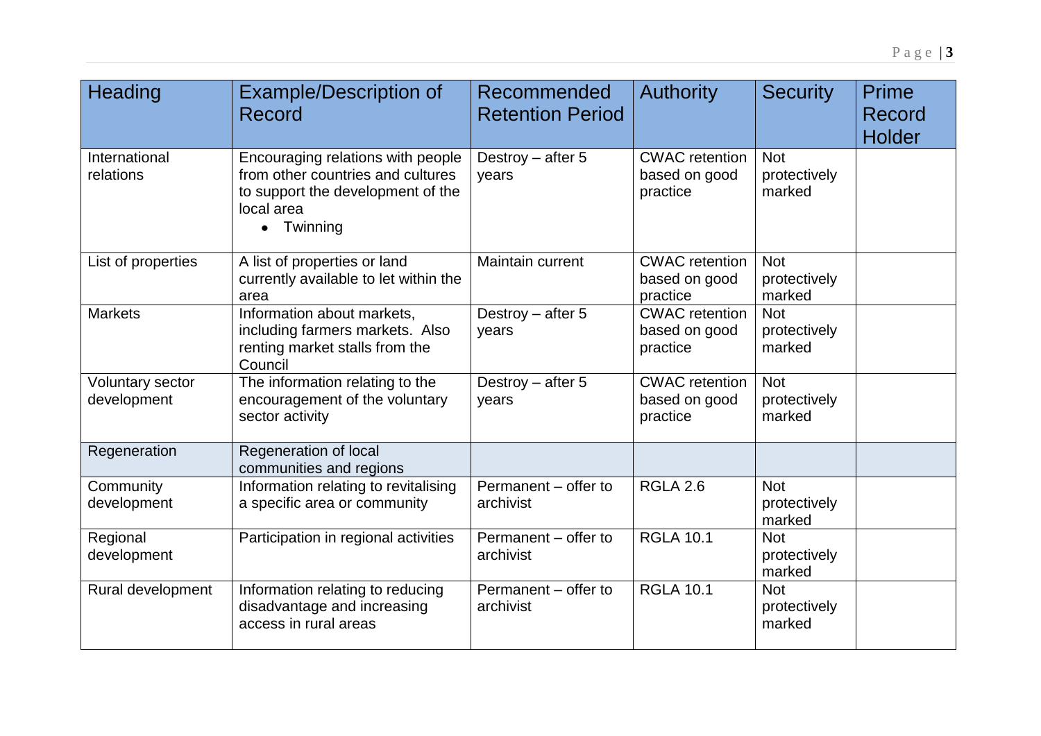| Heading | Example/Description of Record | Recommended Retention Period | Authority | Security | Prime Record Holder |
|---|---|---|---|---|---|
| International relations | Encouraging relations with people from other countries and cultures to support the development of the local area<br>• Twinning | Destroy – after 5 years | CWAC retention based on good practice | Not protectively marked | |
| List of properties | A list of properties or land currently available to let within the area | Maintain current | CWAC retention based on good practice | Not protectively marked | |
| Markets | Information about markets, including farmers markets. Also renting market stalls from the Council | Destroy – after 5 years | CWAC retention based on good practice | Not protectively marked | |
| Voluntary sector development | The information relating to the encouragement of the voluntary sector activity | Destroy – after 5 years | CWAC retention based on good practice | Not protectively marked | |
| Regeneration | Regeneration of local communities and regions | | | | |
| Community development | Information relating to revitalising a specific area or community | Permanent – offer to archivist | RGLA 2.6 | Not protectively marked | |
| Regional development | Participation in regional activities | Permanent – offer to archivist | RGLA 10.1 | Not protectively marked | |
| Rural development | Information relating to reducing disadvantage and increasing access in rural areas | Permanent – offer to archivist | RGLA 10.1 | Not protectively marked | |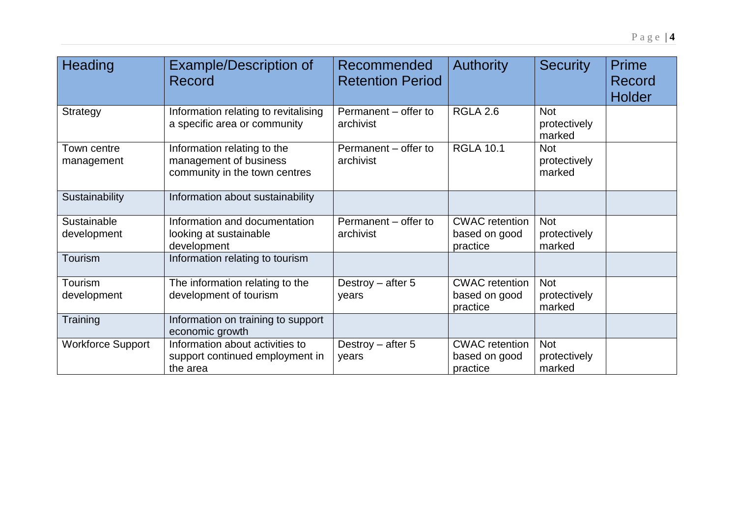| Heading | Example/Description of Record | Recommended Retention Period | Authority | Security | Prime Record Holder |
|---|---|---|---|---|---|
| Strategy | Information relating to revitalising a specific area or community | Permanent – offer to archivist | RGLA 2.6 | Not protectively marked | |
| Town centre management | Information relating to the management of business community in the town centres | Permanent – offer to archivist | RGLA 10.1 | Not protectively marked | |
| Sustainability | Information about sustainability | | | | |
| Sustainable development | Information and documentation looking at sustainable development | Permanent – offer to archivist | CWAC retention based on good practice | Not protectively marked | |
| Tourism | Information relating to tourism | | | | |
| Tourism development | The information relating to the development of tourism | Destroy – after 5 years | CWAC retention based on good practice | Not protectively marked | |
| Training | Information on training to support economic growth | | | | |
| Workforce Support | Information about activities to support continued employment in the area | Destroy – after 5 years | CWAC retention based on good practice | Not protectively marked | |